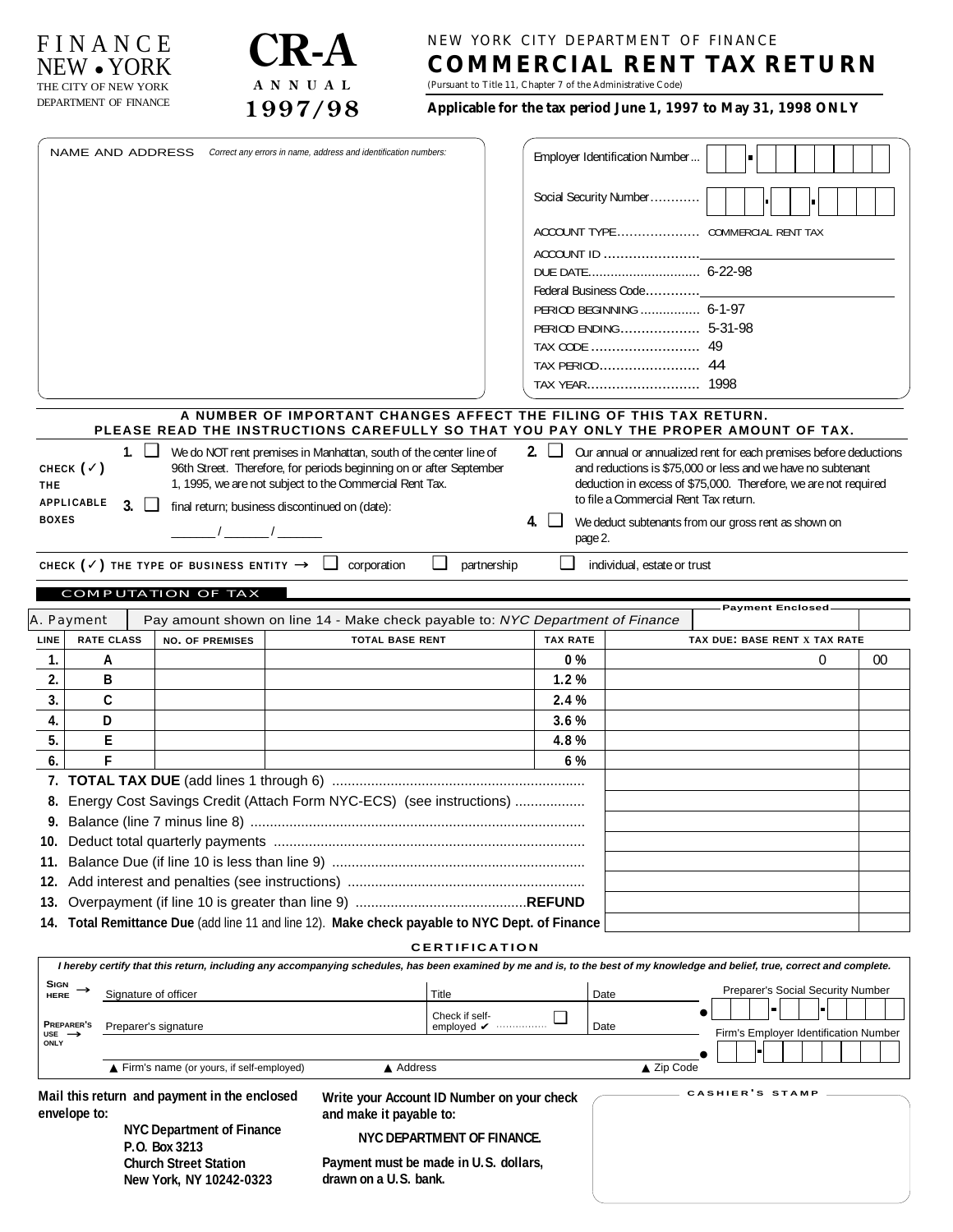FINANCE
NEW • YORK
THE CITY OF NEW YORK
DEPARTMENT OF FINANCE

# CR-A

ANNUAL
**1997/98**

NEW YORK CITY DEPARTMENT OF FINANCE

# COMMERCIAL RENT TAX RETURN

(Pursuant to Title 11, Chapter 7 of the Administrative Code)

**Applicable for the tax period June 1, 1997 to May 31, 1998 ONLY**

NAME AND ADDRESS *Correct any errors in name, address and identification numbers:*

| | |
|---|---|
| Employer Identification Number | |
| Social Security Number | |
| ACCOUNT TYPE | COMMERCIAL RENT TAX |
| ACCOUNT ID | |
| DUE DATE | 6-22-98 |
| Federal Business Code | |
| PERIOD BEGINNING | 6-1-97 |
| PERIOD ENDING | 5-31-98 |
| TAX CODE | 49 |
| TAX PERIOD | 44 |
| TAX YEAR | 1998 |

**A NUMBER OF IMPORTANT CHANGES AFFECT THE FILING OF THIS TAX RETURN.**
**PLEASE READ THE INSTRUCTIONS CAREFULLY SO THAT YOU PAY ONLY THE PROPER AMOUNT OF TAX.**

**CHECK (✓) THE APPLICABLE BOXES**

1. ☐ We do NOT rent premises in Manhattan, south of the center line of 96th Street. Therefore, for periods beginning on or after September 1, 1995, we are not subject to the Commercial Rent Tax.
2. ☐ Our annual or annualized rent for each premises before deductions and reductions is $75,000 or less and we have no subtenant deduction in excess of $75,000. Therefore, we are not required to file a Commercial Rent Tax return.
3. ☐ final return; business discontinued on (date): _____ / _____ / _____
4. ☐ We deduct subtenants from our gross rent as shown on page 2.

**CHECK (✓) THE TYPE OF BUSINESS ENTITY →** ☐ corporation ☐ partnership ☐ individual, estate or trust

## COMPUTATION OF TAX

A. Payment — Pay amount shown on line 14 - Make check payable to: *NYC Department of Finance* — Payment Enclosed

| LINE | RATE CLASS | NO. OF PREMISES | TOTAL BASE RENT | TAX RATE | TAX DUE: BASE RENT X TAX RATE | |
|---|---|---|---|---|---|---|
| 1. | A | | | 0 % | 0 | 00 |
| 2. | B | | | 1.2 % | | |
| 3. | C | | | 2.4 % | | |
| 4. | D | | | 3.6 % | | |
| 5. | E | | | 4.8 % | | |
| 6. | F | | | 6 % | | |
| 7. | **TOTAL TAX DUE** (add lines 1 through 6) | | | | | |
| 8. | Energy Cost Savings Credit (Attach Form NYC-ECS) (see instructions) | | | | | |
| 9. | Balance (line 7 minus line 8) | | | | | |
| 10. | Deduct total quarterly payments | | | | | |
| 11. | Balance Due (if line 10 is less than line 9) | | | | | |
| 12. | Add interest and penalties (see instructions) | | | | | |
| 13. | Overpayment (if line 10 is greater than line 9) **REFUND** | | | | | |
| 14. | **Total Remittance Due** (add line 11 and line 12). **Make check payable to NYC Dept. of Finance** | | | | | |

## CERTIFICATION

*I hereby certify that this return, including any accompanying schedules, has been examined by me and is, to the best of my knowledge and belief, true, correct and complete.*

**SIGN HERE →** Signature of officer | Title | Date | Preparer's Social Security Number

**PREPARER'S USE ONLY →** Preparer's signature | Check if self-employed ✔ ☐ | Date | Firm's Employer Identification Number

▲ Firm's name (or yours, if self-employed) | ▲ Address | ▲ Zip Code

**Mail this return and payment in the enclosed envelope to:**

**NYC Department of Finance**
**P.O. Box 3213**
**Church Street Station**
**New York, NY 10242-0323**

**Write your Account ID Number on your check and make it payable to:**

**NYC DEPARTMENT OF FINANCE.**

**Payment must be made in U.S. dollars, drawn on a U.S. bank.**

CASHIER'S STAMP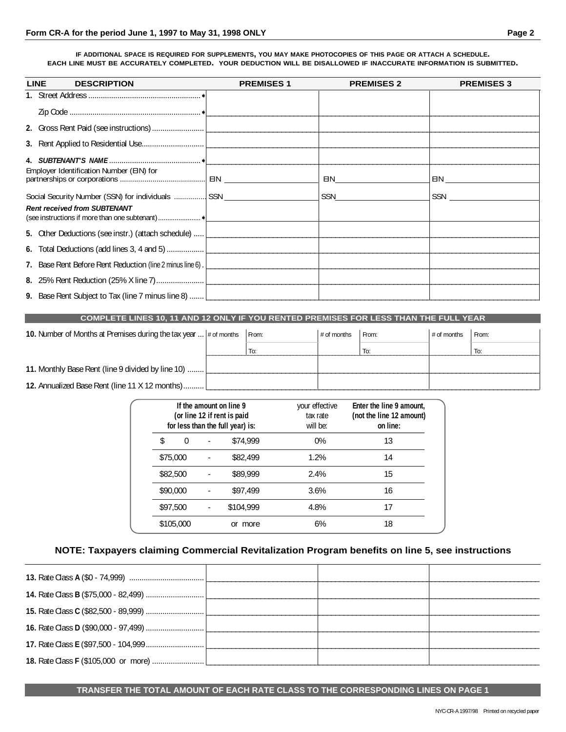**Form CR-A for the period June 1, 1997 to May 31, 1998 ONLY**

**IF ADDITIONAL SPACE IS REQUIRED FOR SUPPLEMENTS, YOU MAY MAKE PHOTOCOPIES OF THIS PAGE OR ATTACH A SCHEDULE. EACH LINE MUST BE ACCURATELY COMPLETED. YOUR DEDUCTION WILL BE DISALLOWED IF INACCURATE INFORMATION IS SUBMITTED.**

| LINE DESCRIPTION | PREMISES 1 | PREMISES 2 | PREMISES 3 |
|---|---|---|---|
| **1.** Street Address ● | | | |
| Zip Code ● | | | |
| **2.** Gross Rent Paid (see instructions) | | | |
| **3.** Rent Applied to Residential Use | | | |
| **4.** ***SUBTENANT'S NAME*** ● | | | |
| Employer Identification Number (EIN) for partnerships or corporations | EIN | EIN | EIN |
| Social Security Number (SSN) for individuals | SSN | SSN | SSN |
| ***Rent received from SUBTENANT*** (see instructions if more than one subtenant) ● | | | |
| **5.** Other Deductions (see instr.) (attach schedule) | | | |
| **6.** Total Deductions (add lines 3, 4 and 5) | | | |
| **7.** Base Rent Before Rent Reduction (line 2 minus line 6) | | | |
| **8.** 25% Rent Reduction (25% X line 7) | | | |
| **9.** Base Rent Subject to Tax (line 7 minus line 8) | | | |

**COMPLETE LINES 10, 11 AND 12 ONLY IF YOU RENTED PREMISES FOR LESS THAN THE FULL YEAR**

| | PREMISES 1 | | PREMISES 2 | | PREMISES 3 | |
|---|---|---|---|---|---|---|
| **10.** Number of Months at Premises during the tax year | # of months | From: To: | # of months | From: To: | # of months | From: To: |
| **11.** Monthly Base Rent (line 9 divided by line 10) | | | | | | |
| **12.** Annualized Base Rent (line 11 X 12 months) | | | | | | |

| If the amount on line 9 (or line 12 if rent is paid for less than the full year) is: | your effective tax rate will be: | Enter the line 9 amount, (not the line 12 amount) on line: |
|---|---|---|
| $ 0 - $74,999 | 0% | 13 |
| $75,000 - $82,499 | 1.2% | 14 |
| $82,500 - $89,999 | 2.4% | 15 |
| $90,000 - $97,499 | 3.6% | 16 |
| $97,500 - $104,999 | 4.8% | 17 |
| $105,000 or more | 6% | 18 |

**NOTE: Taxpayers claiming Commercial Revitalization Program benefits on line 5, see instructions**

| | PREMISES 1 | PREMISES 2 | PREMISES 3 |
|---|---|---|---|
| **13.** Rate Class **A** ($0 - 74,999) | | | |
| **14.** Rate Class **B** ($75,000 - 82,499) | | | |
| **15.** Rate Class **C** ($82,500 - 89,999) | | | |
| **16.** Rate Class **D** ($90,000 - 97,499) | | | |
| **17.** Rate Class **E** ($97,500 - 104,999 | | | |
| **18.** Rate Class **F** ($105,000 or more) | | | |

**TRANSFER THE TOTAL AMOUNT OF EACH RATE CLASS TO THE CORRESPONDING LINES ON PAGE 1**

NYC-CR-A 1997/98 Printed on recycled paper